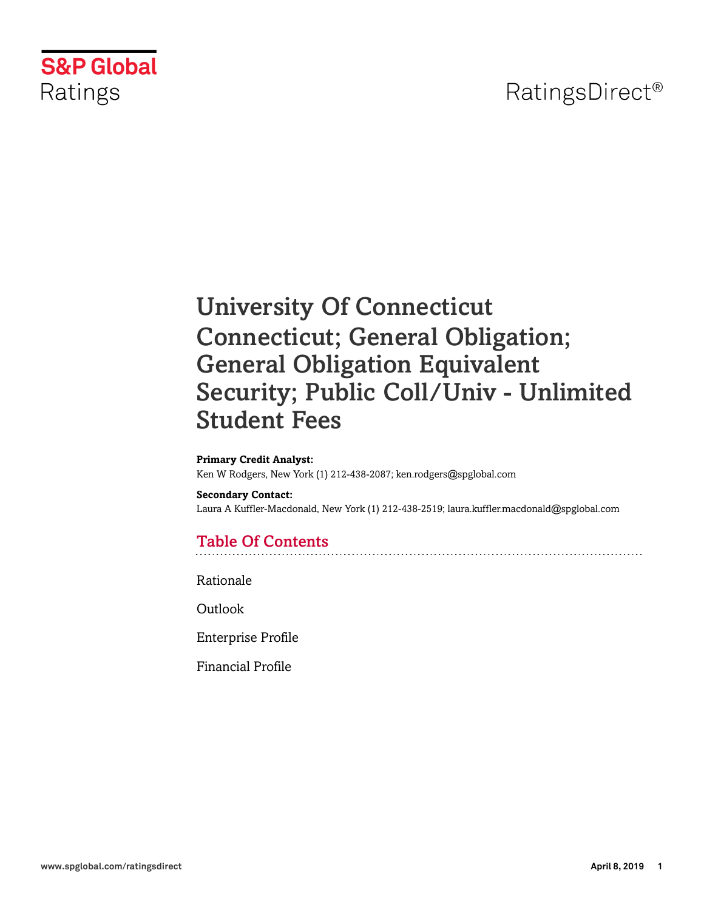S&P Global Ratings

RatingsDirect®

# University Of Connecticut Connecticut; General Obligation; General Obligation Equivalent Security; Public Coll/Univ - Unlimited Student Fees

**Primary Credit Analyst:**
Ken W Rodgers, New York (1) 212-438-2087; ken.rodgers@spglobal.com

**Secondary Contact:**
Laura A Kuffler-Macdonald, New York (1) 212-438-2519; laura.kuffler.macdonald@spglobal.com

## Table Of Contents

Rationale

Outlook

Enterprise Profile

Financial Profile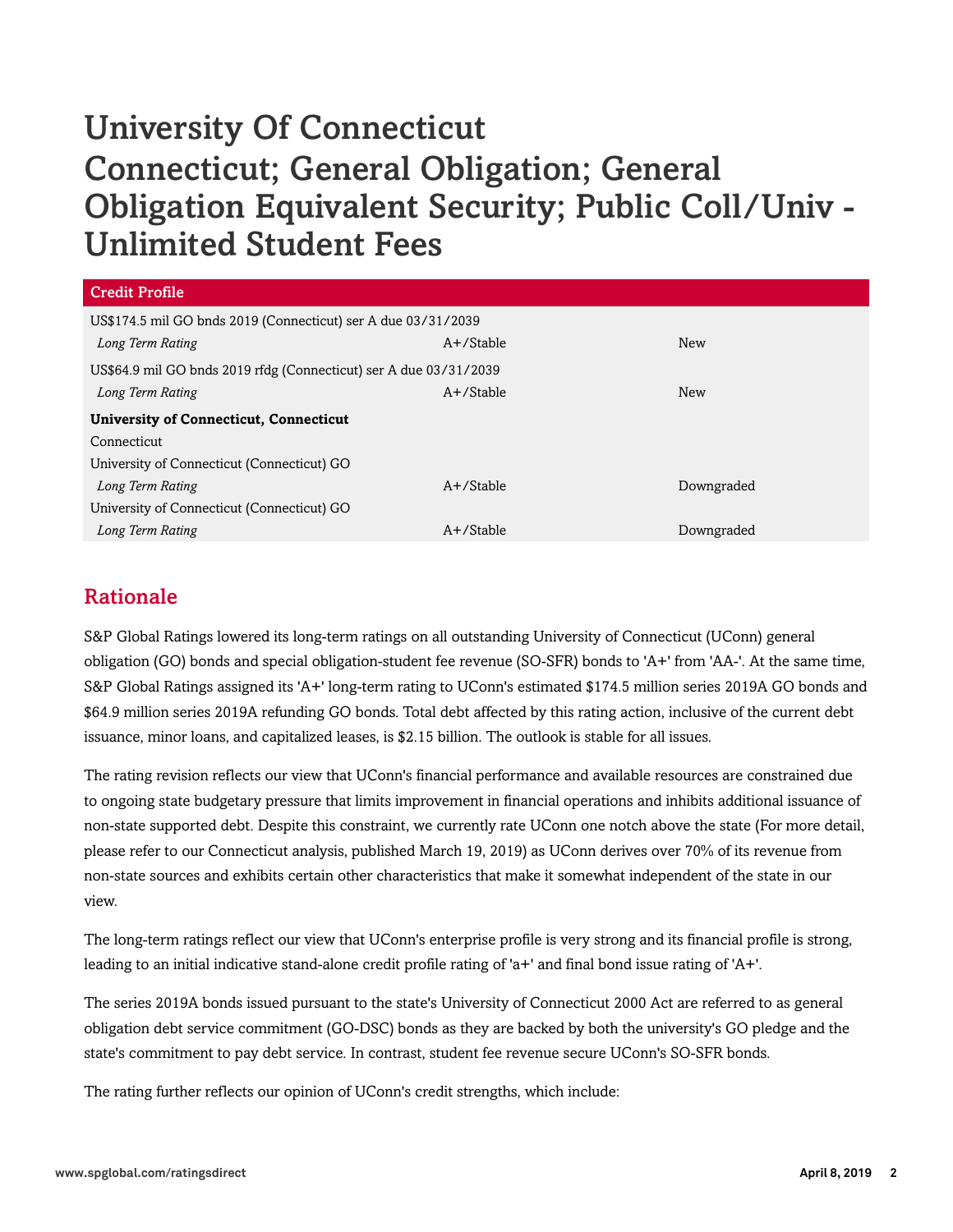# University Of Connecticut
# Connecticut; General Obligation; General Obligation Equivalent Security; Public Coll/Univ - Unlimited Student Fees

| Credit Profile | | |
|---|---|---|
| US$174.5 mil GO bnds 2019 (Connecticut) ser A due 03/31/2039 | | |
| *Long Term Rating* | A+/Stable | New |
| US$64.9 mil GO bnds 2019 rfdg (Connecticut) ser A due 03/31/2039 | | |
| *Long Term Rating* | A+/Stable | New |
| **University of Connecticut, Connecticut** | | |
| Connecticut | | |
| University of Connecticut (Connecticut) GO | | |
| *Long Term Rating* | A+/Stable | Downgraded |
| University of Connecticut (Connecticut) GO | | |
| *Long Term Rating* | A+/Stable | Downgraded |

## Rationale

S&P Global Ratings lowered its long-term ratings on all outstanding University of Connecticut (UConn) general obligation (GO) bonds and special obligation-student fee revenue (SO-SFR) bonds to 'A+' from 'AA-'. At the same time, S&P Global Ratings assigned its 'A+' long-term rating to UConn's estimated $174.5 million series 2019A GO bonds and $64.9 million series 2019A refunding GO bonds. Total debt affected by this rating action, inclusive of the current debt issuance, minor loans, and capitalized leases, is $2.15 billion. The outlook is stable for all issues.

The rating revision reflects our view that UConn's financial performance and available resources are constrained due to ongoing state budgetary pressure that limits improvement in financial operations and inhibits additional issuance of non-state supported debt. Despite this constraint, we currently rate UConn one notch above the state (For more detail, please refer to our Connecticut analysis, published March 19, 2019) as UConn derives over 70% of its revenue from non-state sources and exhibits certain other characteristics that make it somewhat independent of the state in our view.

The long-term ratings reflect our view that UConn's enterprise profile is very strong and its financial profile is strong, leading to an initial indicative stand-alone credit profile rating of 'a+' and final bond issue rating of 'A+'.

The series 2019A bonds issued pursuant to the state's University of Connecticut 2000 Act are referred to as general obligation debt service commitment (GO-DSC) bonds as they are backed by both the university's GO pledge and the state's commitment to pay debt service. In contrast, student fee revenue secure UConn's SO-SFR bonds.

The rating further reflects our opinion of UConn's credit strengths, which include: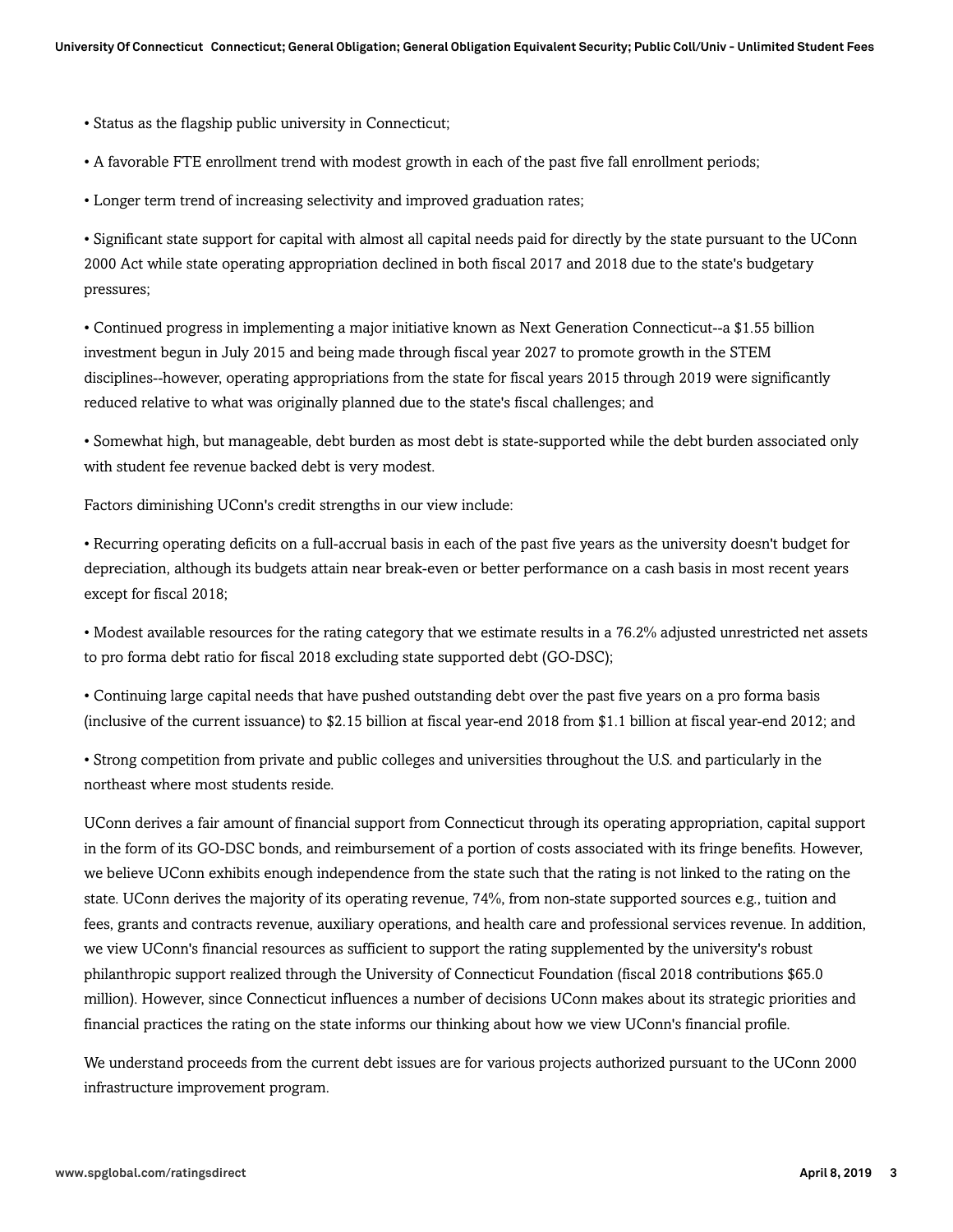- Status as the flagship public university in Connecticut;
- A favorable FTE enrollment trend with modest growth in each of the past five fall enrollment periods;
- Longer term trend of increasing selectivity and improved graduation rates;
- Significant state support for capital with almost all capital needs paid for directly by the state pursuant to the UConn 2000 Act while state operating appropriation declined in both fiscal 2017 and 2018 due to the state's budgetary pressures;
- Continued progress in implementing a major initiative known as Next Generation Connecticut--a $1.55 billion investment begun in July 2015 and being made through fiscal year 2027 to promote growth in the STEM disciplines--however, operating appropriations from the state for fiscal years 2015 through 2019 were significantly reduced relative to what was originally planned due to the state's fiscal challenges; and
- Somewhat high, but manageable, debt burden as most debt is state-supported while the debt burden associated only with student fee revenue backed debt is very modest.

Factors diminishing UConn's credit strengths in our view include:

- Recurring operating deficits on a full-accrual basis in each of the past five years as the university doesn't budget for depreciation, although its budgets attain near break-even or better performance on a cash basis in most recent years except for fiscal 2018;
- Modest available resources for the rating category that we estimate results in a 76.2% adjusted unrestricted net assets to pro forma debt ratio for fiscal 2018 excluding state supported debt (GO-DSC);
- Continuing large capital needs that have pushed outstanding debt over the past five years on a pro forma basis (inclusive of the current issuance) to $2.15 billion at fiscal year-end 2018 from $1.1 billion at fiscal year-end 2012; and
- Strong competition from private and public colleges and universities throughout the U.S. and particularly in the northeast where most students reside.

UConn derives a fair amount of financial support from Connecticut through its operating appropriation, capital support in the form of its GO-DSC bonds, and reimbursement of a portion of costs associated with its fringe benefits. However, we believe UConn exhibits enough independence from the state such that the rating is not linked to the rating on the state. UConn derives the majority of its operating revenue, 74%, from non-state supported sources e.g., tuition and fees, grants and contracts revenue, auxiliary operations, and health care and professional services revenue. In addition, we view UConn's financial resources as sufficient to support the rating supplemented by the university's robust philanthropic support realized through the University of Connecticut Foundation (fiscal 2018 contributions $65.0 million). However, since Connecticut influences a number of decisions UConn makes about its strategic priorities and financial practices the rating on the state informs our thinking about how we view UConn's financial profile.

We understand proceeds from the current debt issues are for various projects authorized pursuant to the UConn 2000 infrastructure improvement program.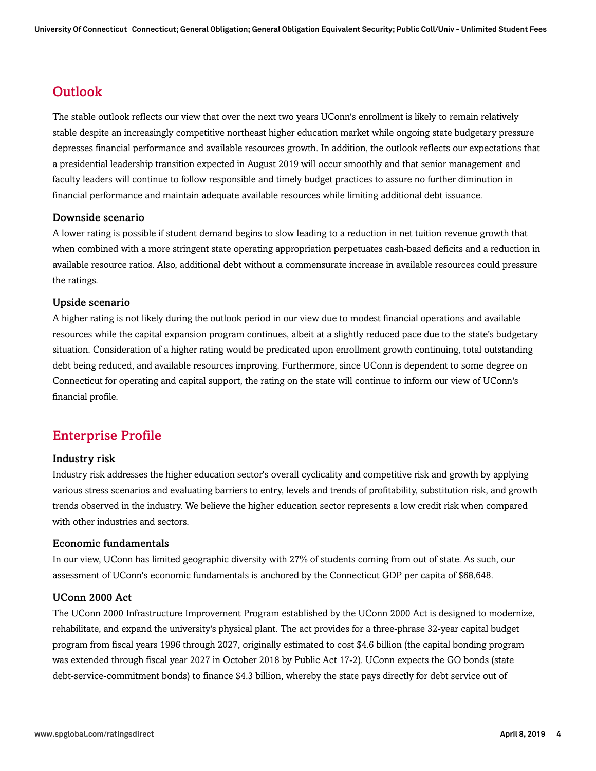## Outlook

The stable outlook reflects our view that over the next two years UConn's enrollment is likely to remain relatively stable despite an increasingly competitive northeast higher education market while ongoing state budgetary pressure depresses financial performance and available resources growth. In addition, the outlook reflects our expectations that a presidential leadership transition expected in August 2019 will occur smoothly and that senior management and faculty leaders will continue to follow responsible and timely budget practices to assure no further diminution in financial performance and maintain adequate available resources while limiting additional debt issuance.

### Downside scenario

A lower rating is possible if student demand begins to slow leading to a reduction in net tuition revenue growth that when combined with a more stringent state operating appropriation perpetuates cash-based deficits and a reduction in available resource ratios. Also, additional debt without a commensurate increase in available resources could pressure the ratings.

### Upside scenario

A higher rating is not likely during the outlook period in our view due to modest financial operations and available resources while the capital expansion program continues, albeit at a slightly reduced pace due to the state's budgetary situation. Consideration of a higher rating would be predicated upon enrollment growth continuing, total outstanding debt being reduced, and available resources improving. Furthermore, since UConn is dependent to some degree on Connecticut for operating and capital support, the rating on the state will continue to inform our view of UConn's financial profile.

## Enterprise Profile

### Industry risk

Industry risk addresses the higher education sector's overall cyclicality and competitive risk and growth by applying various stress scenarios and evaluating barriers to entry, levels and trends of profitability, substitution risk, and growth trends observed in the industry. We believe the higher education sector represents a low credit risk when compared with other industries and sectors.

### Economic fundamentals

In our view, UConn has limited geographic diversity with 27% of students coming from out of state. As such, our assessment of UConn's economic fundamentals is anchored by the Connecticut GDP per capita of $68,648.

### UConn 2000 Act

The UConn 2000 Infrastructure Improvement Program established by the UConn 2000 Act is designed to modernize, rehabilitate, and expand the university's physical plant. The act provides for a three-phrase 32-year capital budget program from fiscal years 1996 through 2027, originally estimated to cost $4.6 billion (the capital bonding program was extended through fiscal year 2027 in October 2018 by Public Act 17-2). UConn expects the GO bonds (state debt-service-commitment bonds) to finance $4.3 billion, whereby the state pays directly for debt service out of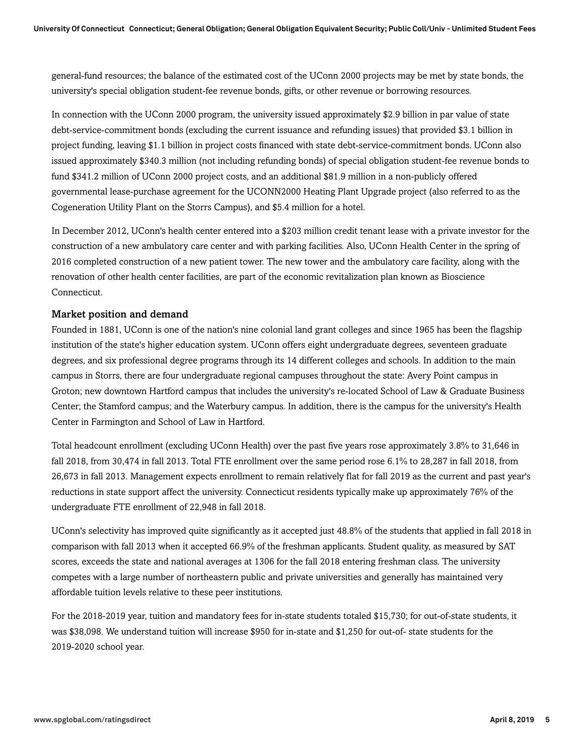general-fund resources; the balance of the estimated cost of the UConn 2000 projects may be met by state bonds, the university's special obligation student-fee revenue bonds, gifts, or other revenue or borrowing resources.

In connection with the UConn 2000 program, the university issued approximately $2.9 billion in par value of state debt-service-commitment bonds (excluding the current issuance and refunding issues) that provided $3.1 billion in project funding, leaving $1.1 billion in project costs financed with state debt-service-commitment bonds. UConn also issued approximately $340.3 million (not including refunding bonds) of special obligation student-fee revenue bonds to fund $341.2 million of UConn 2000 project costs, and an additional $81.9 million in a non-publicly offered governmental lease-purchase agreement for the UCONN2000 Heating Plant Upgrade project (also referred to as the Cogeneration Utility Plant on the Storrs Campus), and $5.4 million for a hotel.

In December 2012, UConn's health center entered into a $203 million credit tenant lease with a private investor for the construction of a new ambulatory care center and with parking facilities. Also, UConn Health Center in the spring of 2016 completed construction of a new patient tower. The new tower and the ambulatory care facility, along with the renovation of other health center facilities, are part of the economic revitalization plan known as Bioscience Connecticut.

### Market position and demand

Founded in 1881, UConn is one of the nation's nine colonial land grant colleges and since 1965 has been the flagship institution of the state's higher education system. UConn offers eight undergraduate degrees, seventeen graduate degrees, and six professional degree programs through its 14 different colleges and schools. In addition to the main campus in Storrs, there are four undergraduate regional campuses throughout the state: Avery Point campus in Groton; new downtown Hartford campus that includes the university's re-located School of Law & Graduate Business Center; the Stamford campus; and the Waterbury campus. In addition, there is the campus for the university's Health Center in Farmington and School of Law in Hartford.

Total headcount enrollment (excluding UConn Health) over the past five years rose approximately 3.8% to 31,646 in fall 2018, from 30,474 in fall 2013. Total FTE enrollment over the same period rose 6.1% to 28,287 in fall 2018, from 26,673 in fall 2013. Management expects enrollment to remain relatively flat for fall 2019 as the current and past year's reductions in state support affect the university. Connecticut residents typically make up approximately 76% of the undergraduate FTE enrollment of 22,948 in fall 2018.

UConn's selectivity has improved quite significantly as it accepted just 48.8% of the students that applied in fall 2018 in comparison with fall 2013 when it accepted 66.9% of the freshman applicants. Student quality, as measured by SAT scores, exceeds the state and national averages at 1306 for the fall 2018 entering freshman class. The university competes with a large number of northeastern public and private universities and generally has maintained very affordable tuition levels relative to these peer institutions.

For the 2018-2019 year, tuition and mandatory fees for in-state students totaled $15,730; for out-of-state students, it was $38,098. We understand tuition will increase $950 for in-state and $1,250 for out-of- state students for the 2019-2020 school year.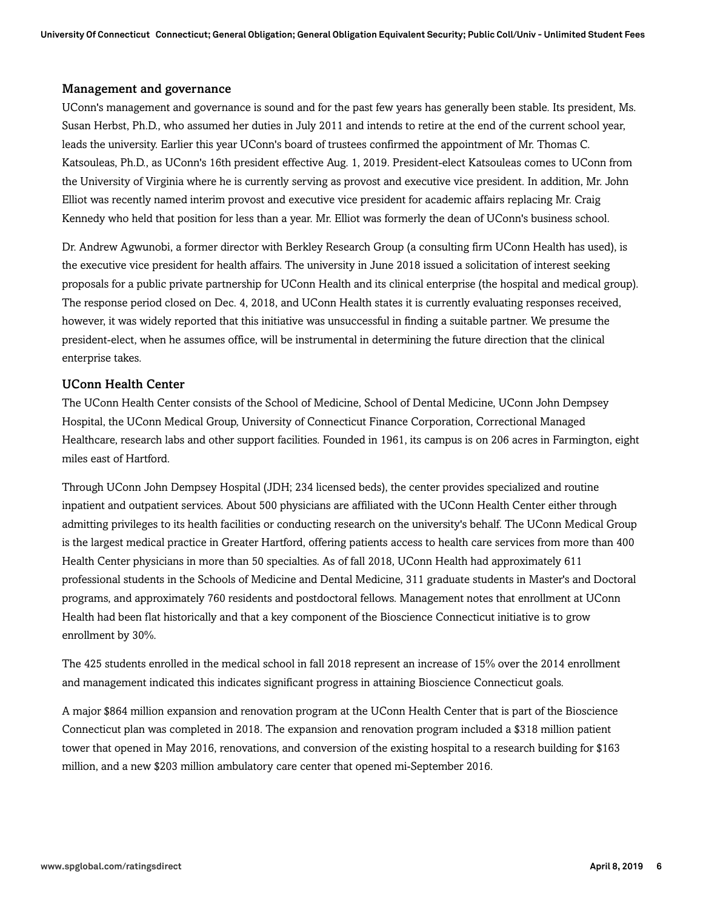### Management and governance

UConn's management and governance is sound and for the past few years has generally been stable. Its president, Ms. Susan Herbst, Ph.D., who assumed her duties in July 2011 and intends to retire at the end of the current school year, leads the university. Earlier this year UConn's board of trustees confirmed the appointment of Mr. Thomas C. Katsouleas, Ph.D., as UConn's 16th president effective Aug. 1, 2019. President-elect Katsouleas comes to UConn from the University of Virginia where he is currently serving as provost and executive vice president. In addition, Mr. John Elliot was recently named interim provost and executive vice president for academic affairs replacing Mr. Craig Kennedy who held that position for less than a year. Mr. Elliot was formerly the dean of UConn's business school.

Dr. Andrew Agwunobi, a former director with Berkley Research Group (a consulting firm UConn Health has used), is the executive vice president for health affairs. The university in June 2018 issued a solicitation of interest seeking proposals for a public private partnership for UConn Health and its clinical enterprise (the hospital and medical group). The response period closed on Dec. 4, 2018, and UConn Health states it is currently evaluating responses received, however, it was widely reported that this initiative was unsuccessful in finding a suitable partner. We presume the president-elect, when he assumes office, will be instrumental in determining the future direction that the clinical enterprise takes.

### UConn Health Center

The UConn Health Center consists of the School of Medicine, School of Dental Medicine, UConn John Dempsey Hospital, the UConn Medical Group, University of Connecticut Finance Corporation, Correctional Managed Healthcare, research labs and other support facilities. Founded in 1961, its campus is on 206 acres in Farmington, eight miles east of Hartford.

Through UConn John Dempsey Hospital (JDH; 234 licensed beds), the center provides specialized and routine inpatient and outpatient services. About 500 physicians are affiliated with the UConn Health Center either through admitting privileges to its health facilities or conducting research on the university's behalf. The UConn Medical Group is the largest medical practice in Greater Hartford, offering patients access to health care services from more than 400 Health Center physicians in more than 50 specialties. As of fall 2018, UConn Health had approximately 611 professional students in the Schools of Medicine and Dental Medicine, 311 graduate students in Master's and Doctoral programs, and approximately 760 residents and postdoctoral fellows. Management notes that enrollment at UConn Health had been flat historically and that a key component of the Bioscience Connecticut initiative is to grow enrollment by 30%.

The 425 students enrolled in the medical school in fall 2018 represent an increase of 15% over the 2014 enrollment and management indicated this indicates significant progress in attaining Bioscience Connecticut goals.

A major $864 million expansion and renovation program at the UConn Health Center that is part of the Bioscience Connecticut plan was completed in 2018. The expansion and renovation program included a $318 million patient tower that opened in May 2016, renovations, and conversion of the existing hospital to a research building for $163 million, and a new $203 million ambulatory care center that opened mi-September 2016.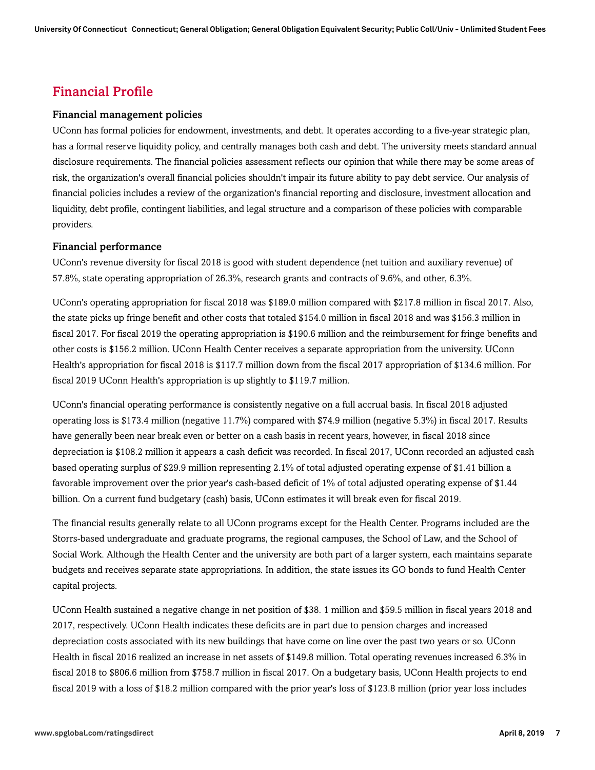## Financial Profile

### Financial management policies

UConn has formal policies for endowment, investments, and debt. It operates according to a five-year strategic plan, has a formal reserve liquidity policy, and centrally manages both cash and debt. The university meets standard annual disclosure requirements. The financial policies assessment reflects our opinion that while there may be some areas of risk, the organization's overall financial policies shouldn't impair its future ability to pay debt service. Our analysis of financial policies includes a review of the organization's financial reporting and disclosure, investment allocation and liquidity, debt profile, contingent liabilities, and legal structure and a comparison of these policies with comparable providers.

### Financial performance

UConn's revenue diversity for fiscal 2018 is good with student dependence (net tuition and auxiliary revenue) of 57.8%, state operating appropriation of 26.3%, research grants and contracts of 9.6%, and other, 6.3%.

UConn's operating appropriation for fiscal 2018 was $189.0 million compared with $217.8 million in fiscal 2017. Also, the state picks up fringe benefit and other costs that totaled $154.0 million in fiscal 2018 and was $156.3 million in fiscal 2017. For fiscal 2019 the operating appropriation is $190.6 million and the reimbursement for fringe benefits and other costs is $156.2 million. UConn Health Center receives a separate appropriation from the university. UConn Health's appropriation for fiscal 2018 is $117.7 million down from the fiscal 2017 appropriation of $134.6 million. For fiscal 2019 UConn Health's appropriation is up slightly to $119.7 million.

UConn's financial operating performance is consistently negative on a full accrual basis. In fiscal 2018 adjusted operating loss is $173.4 million (negative 11.7%) compared with $74.9 million (negative 5.3%) in fiscal 2017. Results have generally been near break even or better on a cash basis in recent years, however, in fiscal 2018 since depreciation is $108.2 million it appears a cash deficit was recorded. In fiscal 2017, UConn recorded an adjusted cash based operating surplus of $29.9 million representing 2.1% of total adjusted operating expense of $1.41 billion a favorable improvement over the prior year's cash-based deficit of 1% of total adjusted operating expense of $1.44 billion. On a current fund budgetary (cash) basis, UConn estimates it will break even for fiscal 2019.

The financial results generally relate to all UConn programs except for the Health Center. Programs included are the Storrs-based undergraduate and graduate programs, the regional campuses, the School of Law, and the School of Social Work. Although the Health Center and the university are both part of a larger system, each maintains separate budgets and receives separate state appropriations. In addition, the state issues its GO bonds to fund Health Center capital projects.

UConn Health sustained a negative change in net position of $38. 1 million and $59.5 million in fiscal years 2018 and 2017, respectively. UConn Health indicates these deficits are in part due to pension charges and increased depreciation costs associated with its new buildings that have come on line over the past two years or so. UConn Health in fiscal 2016 realized an increase in net assets of $149.8 million. Total operating revenues increased 6.3% in fiscal 2018 to $806.6 million from $758.7 million in fiscal 2017. On a budgetary basis, UConn Health projects to end fiscal 2019 with a loss of $18.2 million compared with the prior year's loss of $123.8 million (prior year loss includes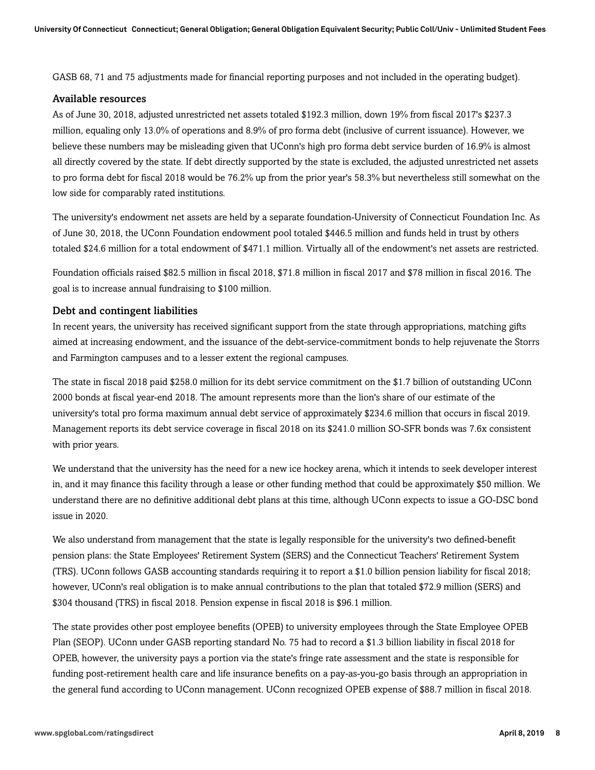GASB 68, 71 and 75 adjustments made for financial reporting purposes and not included in the operating budget).

### Available resources

As of June 30, 2018, adjusted unrestricted net assets totaled $192.3 million, down 19% from fiscal 2017's $237.3 million, equaling only 13.0% of operations and 8.9% of pro forma debt (inclusive of current issuance). However, we believe these numbers may be misleading given that UConn's high pro forma debt service burden of 16.9% is almost all directly covered by the state. If debt directly supported by the state is excluded, the adjusted unrestricted net assets to pro forma debt for fiscal 2018 would be 76.2% up from the prior year's 58.3% but nevertheless still somewhat on the low side for comparably rated institutions.

The university's endowment net assets are held by a separate foundation-University of Connecticut Foundation Inc. As of June 30, 2018, the UConn Foundation endowment pool totaled $446.5 million and funds held in trust by others totaled $24.6 million for a total endowment of $471.1 million. Virtually all of the endowment's net assets are restricted.

Foundation officials raised $82.5 million in fiscal 2018, $71.8 million in fiscal 2017 and $78 million in fiscal 2016. The goal is to increase annual fundraising to $100 million.

### Debt and contingent liabilities

In recent years, the university has received significant support from the state through appropriations, matching gifts aimed at increasing endowment, and the issuance of the debt-service-commitment bonds to help rejuvenate the Storrs and Farmington campuses and to a lesser extent the regional campuses.

The state in fiscal 2018 paid $258.0 million for its debt service commitment on the $1.7 billion of outstanding UConn 2000 bonds at fiscal year-end 2018. The amount represents more than the lion's share of our estimate of the university's total pro forma maximum annual debt service of approximately $234.6 million that occurs in fiscal 2019. Management reports its debt service coverage in fiscal 2018 on its $241.0 million SO-SFR bonds was 7.6x consistent with prior years.

We understand that the university has the need for a new ice hockey arena, which it intends to seek developer interest in, and it may finance this facility through a lease or other funding method that could be approximately $50 million. We understand there are no definitive additional debt plans at this time, although UConn expects to issue a GO-DSC bond issue in 2020.

We also understand from management that the state is legally responsible for the university's two defined-benefit pension plans: the State Employees' Retirement System (SERS) and the Connecticut Teachers' Retirement System (TRS). UConn follows GASB accounting standards requiring it to report a $1.0 billion pension liability for fiscal 2018; however, UConn's real obligation is to make annual contributions to the plan that totaled $72.9 million (SERS) and $304 thousand (TRS) in fiscal 2018. Pension expense in fiscal 2018 is $96.1 million.

The state provides other post employee benefits (OPEB) to university employees through the State Employee OPEB Plan (SEOP). UConn under GASB reporting standard No. 75 had to record a $1.3 billion liability in fiscal 2018 for OPEB, however, the university pays a portion via the state's fringe rate assessment and the state is responsible for funding post-retirement health care and life insurance benefits on a pay-as-you-go basis through an appropriation in the general fund according to UConn management. UConn recognized OPEB expense of $88.7 million in fiscal 2018.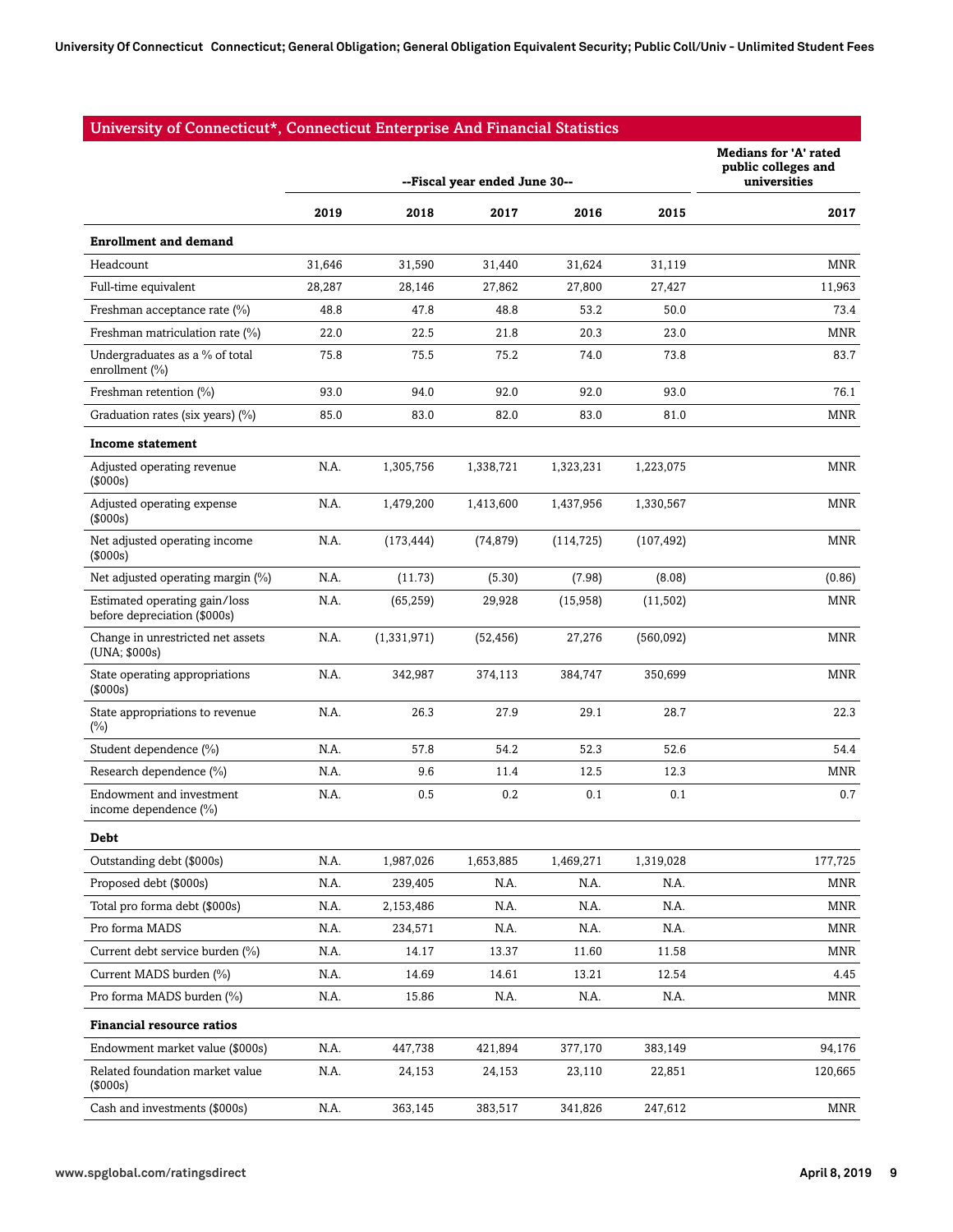## University of Connecticut*, Connecticut Enterprise And Financial Statistics

| | --Fiscal year ended June 30-- | | | | | Medians for 'A' rated public colleges and universities |
|---|---|---|---|---|---|---|
| | 2019 | 2018 | 2017 | 2016 | 2015 | 2017 |
| **Enrollment and demand** | | | | | | |
| Headcount | 31,646 | 31,590 | 31,440 | 31,624 | 31,119 | MNR |
| Full-time equivalent | 28,287 | 28,146 | 27,862 | 27,800 | 27,427 | 11,963 |
| Freshman acceptance rate (%) | 48.8 | 47.8 | 48.8 | 53.2 | 50.0 | 73.4 |
| Freshman matriculation rate (%) | 22.0 | 22.5 | 21.8 | 20.3 | 23.0 | MNR |
| Undergraduates as a % of total enrollment (%) | 75.8 | 75.5 | 75.2 | 74.0 | 73.8 | 83.7 |
| Freshman retention (%) | 93.0 | 94.0 | 92.0 | 92.0 | 93.0 | 76.1 |
| Graduation rates (six years) (%) | 85.0 | 83.0 | 82.0 | 83.0 | 81.0 | MNR |
| **Income statement** | | | | | | |
| Adjusted operating revenue ($000s) | N.A. | 1,305,756 | 1,338,721 | 1,323,231 | 1,223,075 | MNR |
| Adjusted operating expense ($000s) | N.A. | 1,479,200 | 1,413,600 | 1,437,956 | 1,330,567 | MNR |
| Net adjusted operating income ($000s) | N.A. | (173,444) | (74,879) | (114,725) | (107,492) | MNR |
| Net adjusted operating margin (%) | N.A. | (11.73) | (5.30) | (7.98) | (8.08) | (0.86) |
| Estimated operating gain/loss before depreciation ($000s) | N.A. | (65,259) | 29,928 | (15,958) | (11,502) | MNR |
| Change in unrestricted net assets (UNA; $000s) | N.A. | (1,331,971) | (52,456) | 27,276 | (560,092) | MNR |
| State operating appropriations ($000s) | N.A. | 342,987 | 374,113 | 384,747 | 350,699 | MNR |
| State appropriations to revenue (%) | N.A. | 26.3 | 27.9 | 29.1 | 28.7 | 22.3 |
| Student dependence (%) | N.A. | 57.8 | 54.2 | 52.3 | 52.6 | 54.4 |
| Research dependence (%) | N.A. | 9.6 | 11.4 | 12.5 | 12.3 | MNR |
| Endowment and investment income dependence (%) | N.A. | 0.5 | 0.2 | 0.1 | 0.1 | 0.7 |
| **Debt** | | | | | | |
| Outstanding debt ($000s) | N.A. | 1,987,026 | 1,653,885 | 1,469,271 | 1,319,028 | 177,725 |
| Proposed debt ($000s) | N.A. | 239,405 | N.A. | N.A. | N.A. | MNR |
| Total pro forma debt ($000s) | N.A. | 2,153,486 | N.A. | N.A. | N.A. | MNR |
| Pro forma MADS | N.A. | 234,571 | N.A. | N.A. | N.A. | MNR |
| Current debt service burden (%) | N.A. | 14.17 | 13.37 | 11.60 | 11.58 | MNR |
| Current MADS burden (%) | N.A. | 14.69 | 14.61 | 13.21 | 12.54 | 4.45 |
| Pro forma MADS burden (%) | N.A. | 15.86 | N.A. | N.A. | N.A. | MNR |
| **Financial resource ratios** | | | | | | |
| Endowment market value ($000s) | N.A. | 447,738 | 421,894 | 377,170 | 383,149 | 94,176 |
| Related foundation market value ($000s) | N.A. | 24,153 | 24,153 | 23,110 | 22,851 | 120,665 |
| Cash and investments ($000s) | N.A. | 363,145 | 383,517 | 341,826 | 247,612 | MNR |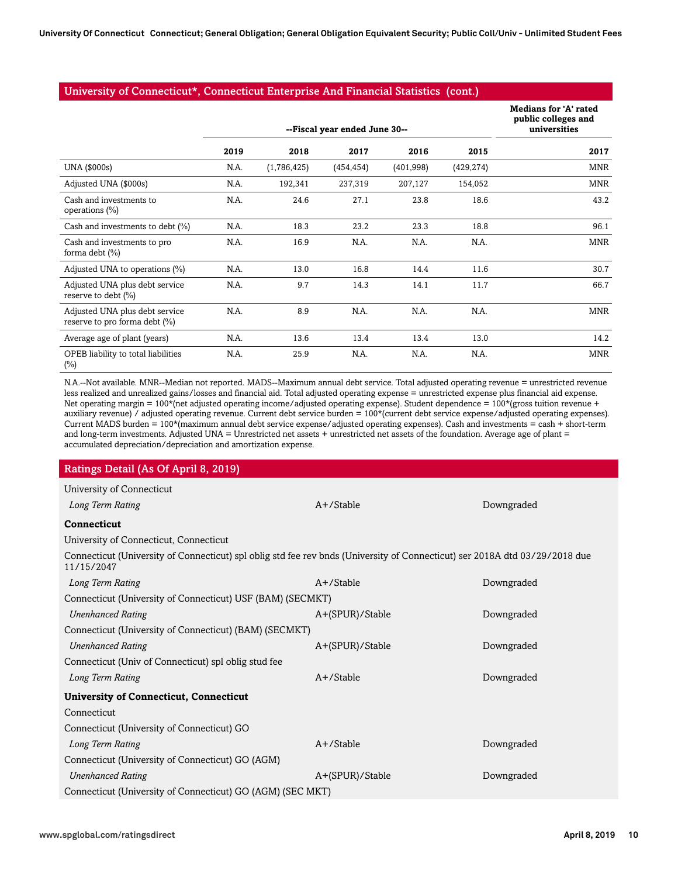## University of Connecticut*, Connecticut Enterprise And Financial Statistics (cont.)

| | --Fiscal year ended June 30-- | | | | | Medians for 'A' rated public colleges and universities |
|---|---|---|---|---|---|---|
| | 2019 | 2018 | 2017 | 2016 | 2015 | 2017 |
| UNA ($000s) | N.A. | (1,786,425) | (454,454) | (401,998) | (429,274) | MNR |
| Adjusted UNA ($000s) | N.A. | 192,341 | 237,319 | 207,127 | 154,052 | MNR |
| Cash and investments to operations (%) | N.A. | 24.6 | 27.1 | 23.8 | 18.6 | 43.2 |
| Cash and investments to debt (%) | N.A. | 18.3 | 23.2 | 23.3 | 18.8 | 96.1 |
| Cash and investments to pro forma debt (%) | N.A. | 16.9 | N.A. | N.A. | N.A. | MNR |
| Adjusted UNA to operations (%) | N.A. | 13.0 | 16.8 | 14.4 | 11.6 | 30.7 |
| Adjusted UNA plus debt service reserve to debt (%) | N.A. | 9.7 | 14.3 | 14.1 | 11.7 | 66.7 |
| Adjusted UNA plus debt service reserve to pro forma debt (%) | N.A. | 8.9 | N.A. | N.A. | N.A. | MNR |
| Average age of plant (years) | N.A. | 13.6 | 13.4 | 13.4 | 13.0 | 14.2 |
| OPEB liability to total liabilities (%) | N.A. | 25.9 | N.A. | N.A. | N.A. | MNR |

N.A.--Not available. MNR--Median not reported. MADS--Maximum annual debt service. Total adjusted operating revenue = unrestricted revenue less realized and unrealized gains/losses and financial aid. Total adjusted operating expense = unrestricted expense plus financial aid expense. Net operating margin = 100*(net adjusted operating income/adjusted operating expense). Student dependence = 100*(gross tuition revenue + auxiliary revenue) / adjusted operating revenue. Current debt service burden = 100*(current debt service expense/adjusted operating expenses). Current MADS burden = 100*(maximum annual debt service expense/adjusted operating expenses). Cash and investments = cash + short-term and long-term investments. Adjusted UNA = Unrestricted net assets + unrestricted net assets of the foundation. Average age of plant = accumulated depreciation/depreciation and amortization expense.

## Ratings Detail (As Of April 8, 2019)

University of Connecticut

| | | |
|---|---|---|
| *Long Term Rating* | A+/Stable | Downgraded |

**Connecticut**

University of Connecticut, Connecticut

Connecticut (University of Connecticut) spl oblig std fee rev bnds (University of Connecticut) ser 2018A dtd 03/29/2018 due 11/15/2047

| | | |
|---|---|---|
| *Long Term Rating* | A+/Stable | Downgraded |

Connecticut (University of Connecticut) USF (BAM) (SECMKT)

| | | |
|---|---|---|
| *Unenhanced Rating* | A+(SPUR)/Stable | Downgraded |

Connecticut (University of Connecticut) (BAM) (SECMKT)

| | | |
|---|---|---|
| *Unenhanced Rating* | A+(SPUR)/Stable | Downgraded |

Connecticut (Univ of Connecticut) spl oblig stud fee

| | | |
|---|---|---|
| *Long Term Rating* | A+/Stable | Downgraded |

**University of Connecticut, Connecticut**

Connecticut

Connecticut (University of Connecticut) GO

| | | |
|---|---|---|
| *Long Term Rating* | A+/Stable | Downgraded |

Connecticut (University of Connecticut) GO (AGM)

| | | |
|---|---|---|
| *Unenhanced Rating* | A+(SPUR)/Stable | Downgraded |

Connecticut (University of Connecticut) GO (AGM) (SEC MKT)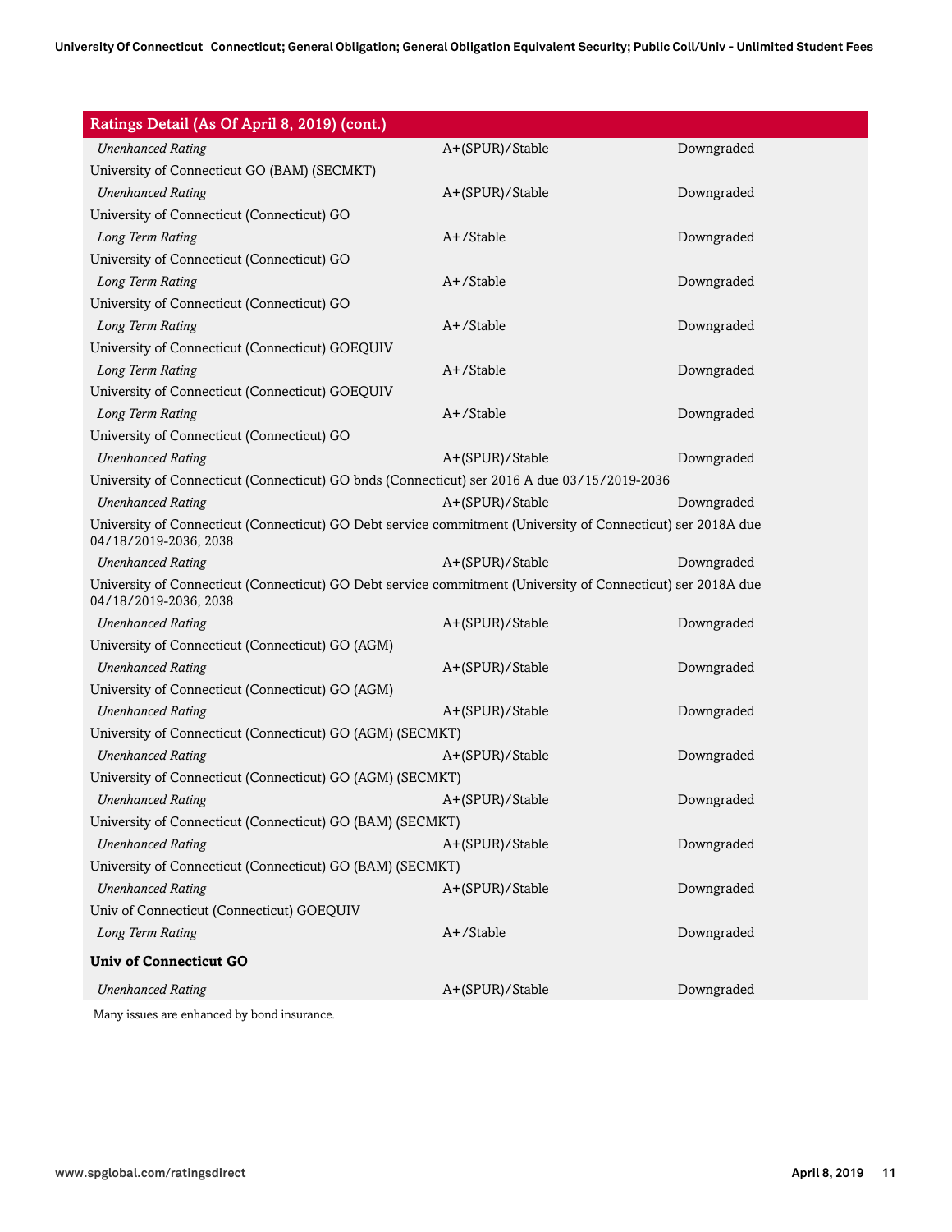## Ratings Detail (As Of April 8, 2019) (cont.)

| | | |
|---|---|---|
| *Unenhanced Rating* | A+(SPUR)/Stable | Downgraded |
| University of Connecticut GO (BAM) (SECMKT) | | |
| *Unenhanced Rating* | A+(SPUR)/Stable | Downgraded |
| University of Connecticut (Connecticut) GO | | |
| *Long Term Rating* | A+/Stable | Downgraded |
| University of Connecticut (Connecticut) GO | | |
| *Long Term Rating* | A+/Stable | Downgraded |
| University of Connecticut (Connecticut) GO | | |
| *Long Term Rating* | A+/Stable | Downgraded |
| University of Connecticut (Connecticut) GOEQUIV | | |
| *Long Term Rating* | A+/Stable | Downgraded |
| University of Connecticut (Connecticut) GOEQUIV | | |
| *Long Term Rating* | A+/Stable | Downgraded |
| University of Connecticut (Connecticut) GO | | |
| *Unenhanced Rating* | A+(SPUR)/Stable | Downgraded |
| University of Connecticut (Connecticut) GO bnds (Connecticut) ser 2016 A due 03/15/2019-2036 | | |
| *Unenhanced Rating* | A+(SPUR)/Stable | Downgraded |
| University of Connecticut (Connecticut) GO Debt service commitment (University of Connecticut) ser 2018A due 04/18/2019-2036, 2038 | | |
| *Unenhanced Rating* | A+(SPUR)/Stable | Downgraded |
| University of Connecticut (Connecticut) GO Debt service commitment (University of Connecticut) ser 2018A due 04/18/2019-2036, 2038 | | |
| *Unenhanced Rating* | A+(SPUR)/Stable | Downgraded |
| University of Connecticut (Connecticut) GO (AGM) | | |
| *Unenhanced Rating* | A+(SPUR)/Stable | Downgraded |
| University of Connecticut (Connecticut) GO (AGM) | | |
| *Unenhanced Rating* | A+(SPUR)/Stable | Downgraded |
| University of Connecticut (Connecticut) GO (AGM) (SECMKT) | | |
| *Unenhanced Rating* | A+(SPUR)/Stable | Downgraded |
| University of Connecticut (Connecticut) GO (AGM) (SECMKT) | | |
| *Unenhanced Rating* | A+(SPUR)/Stable | Downgraded |
| University of Connecticut (Connecticut) GO (BAM) (SECMKT) | | |
| *Unenhanced Rating* | A+(SPUR)/Stable | Downgraded |
| University of Connecticut (Connecticut) GO (BAM) (SECMKT) | | |
| *Unenhanced Rating* | A+(SPUR)/Stable | Downgraded |
| Univ of Connecticut (Connecticut) GOEQUIV | | |
| *Long Term Rating* | A+/Stable | Downgraded |
| **Univ of Connecticut GO** | | |
| *Unenhanced Rating* | A+(SPUR)/Stable | Downgraded |

Many issues are enhanced by bond insurance.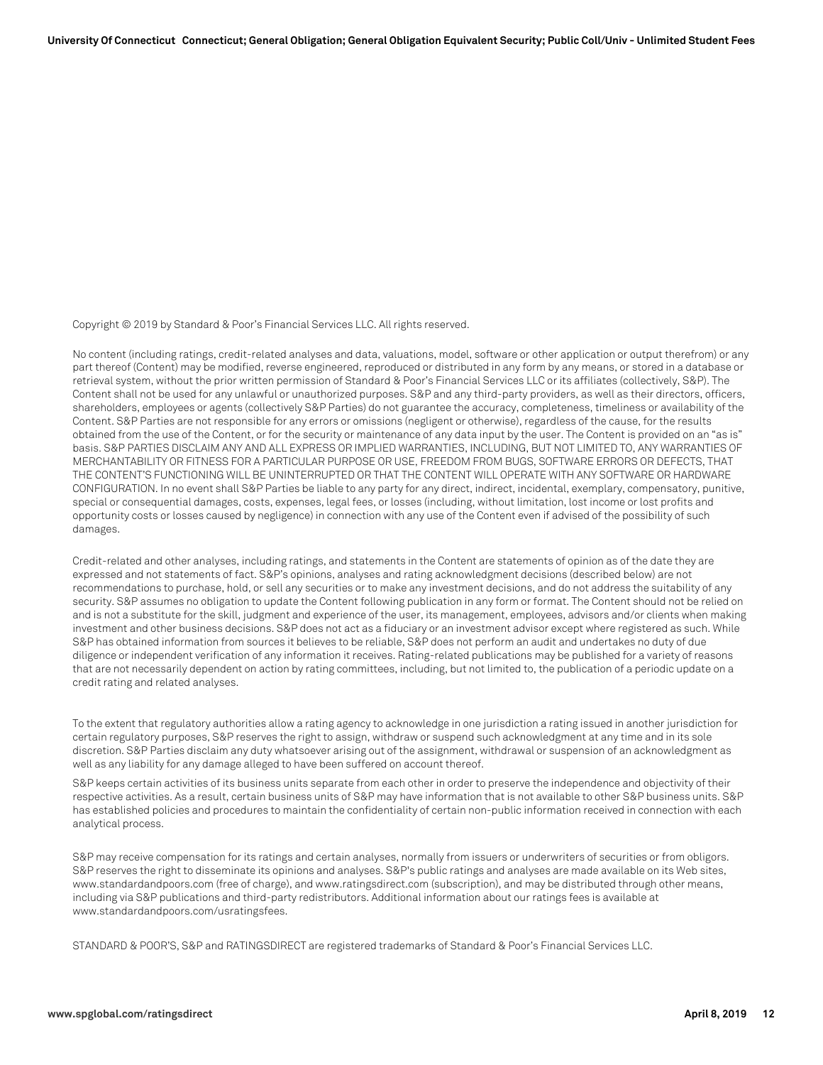Copyright © 2019 by Standard & Poor's Financial Services LLC. All rights reserved.

No content (including ratings, credit-related analyses and data, valuations, model, software or other application or output therefrom) or any part thereof (Content) may be modified, reverse engineered, reproduced or distributed in any form by any means, or stored in a database or retrieval system, without the prior written permission of Standard & Poor's Financial Services LLC or its affiliates (collectively, S&P). The Content shall not be used for any unlawful or unauthorized purposes. S&P and any third-party providers, as well as their directors, officers, shareholders, employees or agents (collectively S&P Parties) do not guarantee the accuracy, completeness, timeliness or availability of the Content. S&P Parties are not responsible for any errors or omissions (negligent or otherwise), regardless of the cause, for the results obtained from the use of the Content, or for the security or maintenance of any data input by the user. The Content is provided on an "as is" basis. S&P PARTIES DISCLAIM ANY AND ALL EXPRESS OR IMPLIED WARRANTIES, INCLUDING, BUT NOT LIMITED TO, ANY WARRANTIES OF MERCHANTABILITY OR FITNESS FOR A PARTICULAR PURPOSE OR USE, FREEDOM FROM BUGS, SOFTWARE ERRORS OR DEFECTS, THAT THE CONTENT'S FUNCTIONING WILL BE UNINTERRUPTED OR THAT THE CONTENT WILL OPERATE WITH ANY SOFTWARE OR HARDWARE CONFIGURATION. In no event shall S&P Parties be liable to any party for any direct, indirect, incidental, exemplary, compensatory, punitive, special or consequential damages, costs, expenses, legal fees, or losses (including, without limitation, lost income or lost profits and opportunity costs or losses caused by negligence) in connection with any use of the Content even if advised of the possibility of such damages.

Credit-related and other analyses, including ratings, and statements in the Content are statements of opinion as of the date they are expressed and not statements of fact. S&P's opinions, analyses and rating acknowledgment decisions (described below) are not recommendations to purchase, hold, or sell any securities or to make any investment decisions, and do not address the suitability of any security. S&P assumes no obligation to update the Content following publication in any form or format. The Content should not be relied on and is not a substitute for the skill, judgment and experience of the user, its management, employees, advisors and/or clients when making investment and other business decisions. S&P does not act as a fiduciary or an investment advisor except where registered as such. While S&P has obtained information from sources it believes to be reliable, S&P does not perform an audit and undertakes no duty of due diligence or independent verification of any information it receives. Rating-related publications may be published for a variety of reasons that are not necessarily dependent on action by rating committees, including, but not limited to, the publication of a periodic update on a credit rating and related analyses.

To the extent that regulatory authorities allow a rating agency to acknowledge in one jurisdiction a rating issued in another jurisdiction for certain regulatory purposes, S&P reserves the right to assign, withdraw or suspend such acknowledgment at any time and in its sole discretion. S&P Parties disclaim any duty whatsoever arising out of the assignment, withdrawal or suspension of an acknowledgment as well as any liability for any damage alleged to have been suffered on account thereof.

S&P keeps certain activities of its business units separate from each other in order to preserve the independence and objectivity of their respective activities. As a result, certain business units of S&P may have information that is not available to other S&P business units. S&P has established policies and procedures to maintain the confidentiality of certain non-public information received in connection with each analytical process.

S&P may receive compensation for its ratings and certain analyses, normally from issuers or underwriters of securities or from obligors. S&P reserves the right to disseminate its opinions and analyses. S&P's public ratings and analyses are made available on its Web sites, www.standardandpoors.com (free of charge), and www.ratingsdirect.com (subscription), and may be distributed through other means, including via S&P publications and third-party redistributors. Additional information about our ratings fees is available at www.standardandpoors.com/usratingsfees.

STANDARD & POOR'S, S&P and RATINGSDIRECT are registered trademarks of Standard & Poor's Financial Services LLC.